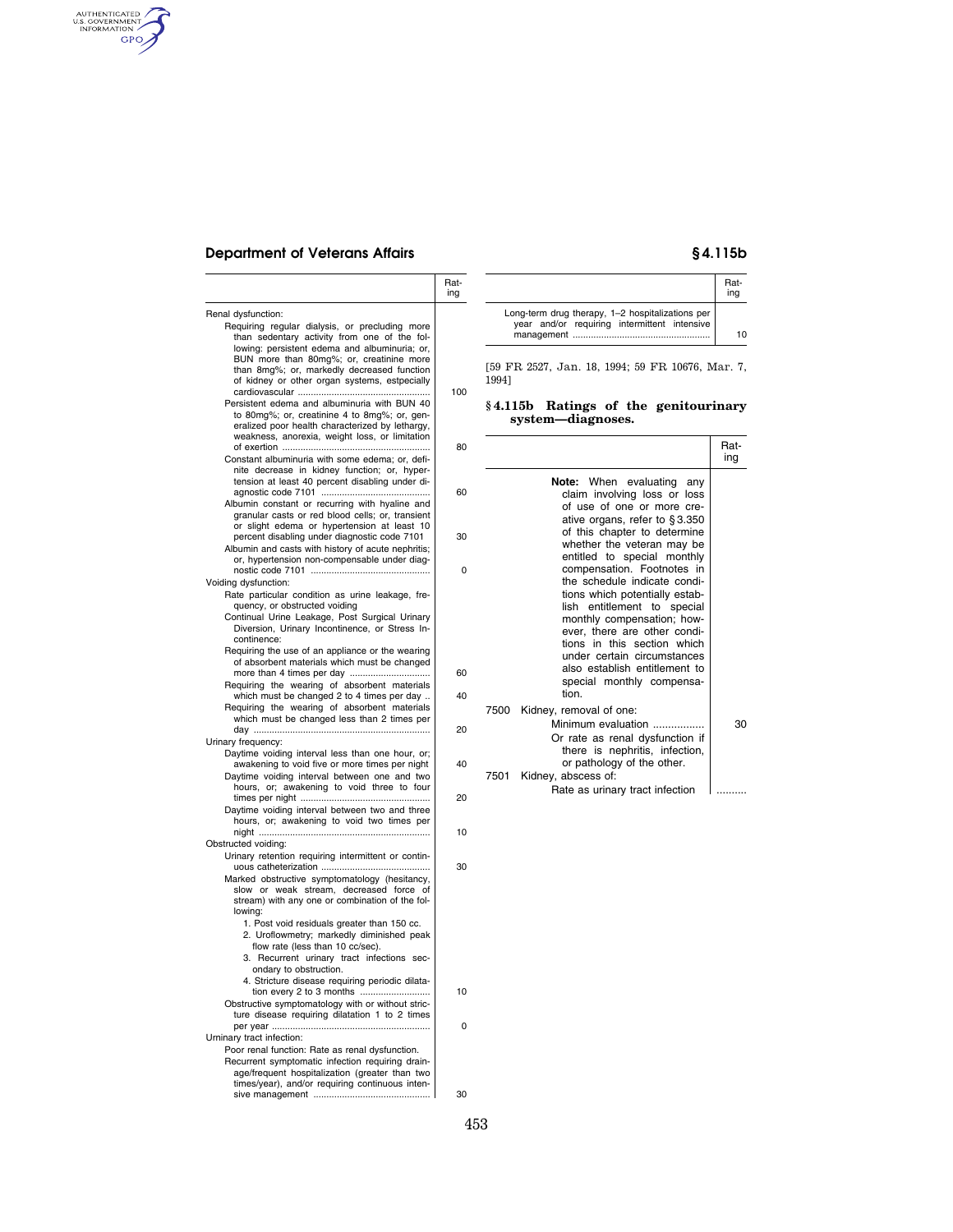| | Rating |
|---|---|
| Renal dysfunction: | |
| Requiring regular dialysis, or precluding more than sedentary activity from one of the following: persistent edema and albuminuria; or, BUN more than 80mg%; or, creatinine more than 8mg%; or, markedly decreased function of kidney or other organ systems, estpecially cardiovascular | 100 |
| Persistent edema and albuminuria with BUN 40 to 80mg%; or, creatinine 4 to 8mg%; or, generalized poor health characterized by lethargy, weakness, anorexia, weight loss, or limitation of exertion | 80 |
| Constant albuminuria with some edema; or, definite decrease in kidney function; or, hypertension at least 40 percent disabling under diagnostic code 7101 | 60 |
| Albumin constant or recurring with hyaline and granular casts or red blood cells; or, transient or slight edema or hypertension at least 10 percent disabling under diagnostic code 7101 | 30 |
| Albumin and casts with history of acute nephritis; or, hypertension non-compensable under diagnostic code 7101 | 0 |
| Voiding dysfunction: | |
| Rate particular condition as urine leakage, frequency, or obstructed voiding | |
| Continual Urine Leakage, Post Surgical Urinary Diversion, Urinary Incontinence, or Stress Incontinence: | |
| Requiring the use of an appliance or the wearing of absorbent materials which must be changed more than 4 times per day | 60 |
| Requiring the wearing of absorbent materials which must be changed 2 to 4 times per day | 40 |
| Requiring the wearing of absorbent materials which must be changed less than 2 times per day | 20 |
| Urinary frequency: | |
| Daytime voiding interval less than one hour, or; awakening to void five or more times per night | 40 |
| Daytime voiding interval between one and two hours, or; awakening to void three to four times per night | 20 |
| Daytime voiding interval between two and three hours, or; awakening to void two times per night | 10 |
| Obstructed voiding: | |
| Urinary retention requiring intermittent or continuous catheterization | 30 |
| Marked obstructive symptomatology (hesitancy, slow or weak stream, decreased force of stream) with any one or combination of the following:<br>1. Post void residuals greater than 150 cc.<br>2. Uroflowmetry; markedly diminished peak flow rate (less than 10 cc/sec).<br>3. Recurrent urinary tract infections secondary to obstruction.<br>4. Stricture disease requiring periodic dilatation every 2 to 3 months | 10 |
| Obstructive symptomatology with or without stricture disease requiring dilatation 1 to 2 times per year | 0 |
| Urinary tract infection: | |
| Poor renal function: Rate as renal dysfunction. | |
| Recurrent symptomatic infection requiring drainage/frequent hospitalization (greater than two times/year), and/or requiring continuous intensive management | 30 |
| Long-term drug therapy, 1–2 hospitalizations per year and/or requiring intermittent intensive management | 10 |

[59 FR 2527, Jan. 18, 1994; 59 FR 10676, Mar. 7, 1994]

## § 4.115b Ratings of the genitourinary system—diagnoses.

| | Rating |
|---|---|
| **Note:** When evaluating any claim involving loss or loss of use of one or more creative organs, refer to § 3.350 of this chapter to determine whether the veteran may be entitled to special monthly compensation. Footnotes in the schedule indicate conditions which potentially establish entitlement to special monthly compensation; however, there are other conditions in this section which under certain circumstances also establish entitlement to special monthly compensation. | |
| 7500 Kidney, removal of one: | |
| Minimum evaluation | 30 |
| Or rate as renal dysfunction if there is nephritis, infection, or pathology of the other. | |
| 7501 Kidney, abscess of: | |
| Rate as urinary tract infection | .......... |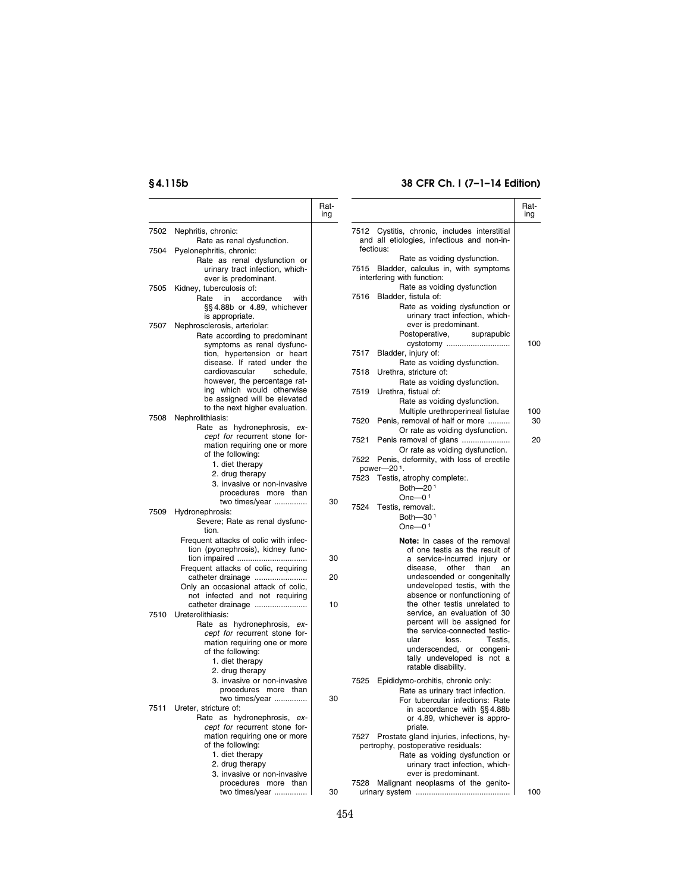|  |  | Rating |
| --- | --- | --- |
| 7502 | Nephritis, chronic: Rate as renal dysfunction. |  |
| 7504 | Pyelonephritis, chronic: Rate as renal dysfunction or urinary tract infection, whichever is predominant. |  |
| 7505 | Kidney, tuberculosis of: Rate in accordance with §§ 4.88b or 4.89, whichever is appropriate. |  |
| 7507 | Nephrosclerosis, arteriolar: Rate according to predominant symptoms as renal dysfunction, hypertension or heart disease. If rated under the cardiovascular schedule, however, the percentage rating which would otherwise be assigned will be elevated to the next higher evaluation. |  |
| 7508 | Nephrolithiasis: Rate as hydronephrosis, *except for* recurrent stone formation requiring one or more of the following: 1. diet therapy 2. drug therapy 3. invasive or non-invasive procedures more than two times/year | 30 |
| 7509 | Hydronephrosis: |  |
|  | Severe; Rate as renal dysfunction. |  |
|  | Frequent attacks of colic with infection (pyonephrosis), kidney function impaired | 30 |
|  | Frequent attacks of colic, requiring catheter drainage | 20 |
|  | Only an occasional attack of colic, not infected and not requiring catheter drainage | 10 |
| 7510 | Ureterolithiasis: Rate as hydronephrosis, *except for* recurrent stone formation requiring one or more of the following: 1. diet therapy 2. drug therapy 3. invasive or non-invasive procedures more than two times/year | 30 |
| 7511 | Ureter, stricture of: Rate as hydronephrosis, *except for* recurrent stone formation requiring one or more of the following: 1. diet therapy 2. drug therapy 3. invasive or non-invasive procedures more than two times/year | 30 |
| 7512 | Cystitis, chronic, includes interstitial and all etiologies, infectious and non-infectious: Rate as voiding dysfunction. |  |
| 7515 | Bladder, calculus in, with symptoms interfering with function: Rate as voiding dysfunction |  |
| 7516 | Bladder, fistula of: Rate as voiding dysfunction or urinary tract infection, whichever is predominant. |  |
|  | Postoperative, suprapubic cystotomy | 100 |
| 7517 | Bladder, injury of: Rate as voiding dysfunction. |  |
| 7518 | Urethra, stricture of: Rate as voiding dysfunction. |  |
| 7519 | Urethra, fistual of: Rate as voiding dysfunction. |  |
|  | Multiple urethroperineal fistulae | 100 |
| 7520 | Penis, removal of half or more | 30 |
|  | Or rate as voiding dysfunction. |  |
| 7521 | Penis removal of glans | 20 |
|  | Or rate as voiding dysfunction. |  |
| 7522 | Penis, deformity, with loss of erectile power—20 [1]. |  |
| 7523 | Testis, atrophy complete:. Both—20 [1] One—0 [1] |  |
| 7524 | Testis, removal:. Both—30 [1] One—0 [1] |  |
|  | **Note:** In cases of the removal of one testis as the result of a service-incurred injury or disease, other than an undescended or congenitally undeveloped testis, with the absence or nonfunctioning of the other testis unrelated to service, an evaluation of 30 percent will be assigned for the service-connected testicular loss. Testis, underscended, or congenitally undeveloped is not a ratable disability. |  |
| 7525 | Epididymo-orchitis, chronic only: Rate as urinary tract infection. For tubercular infections: Rate in accordance with §§ 4.88b or 4.89, whichever is appropriate. |  |
| 7527 | Prostate gland injuries, infections, hypertrophy, postoperative residuals: Rate as voiding dysfunction or urinary tract infection, whichever is predominant. |  |
| 7528 | Malignant neoplasms of the genitourinary system | 100 |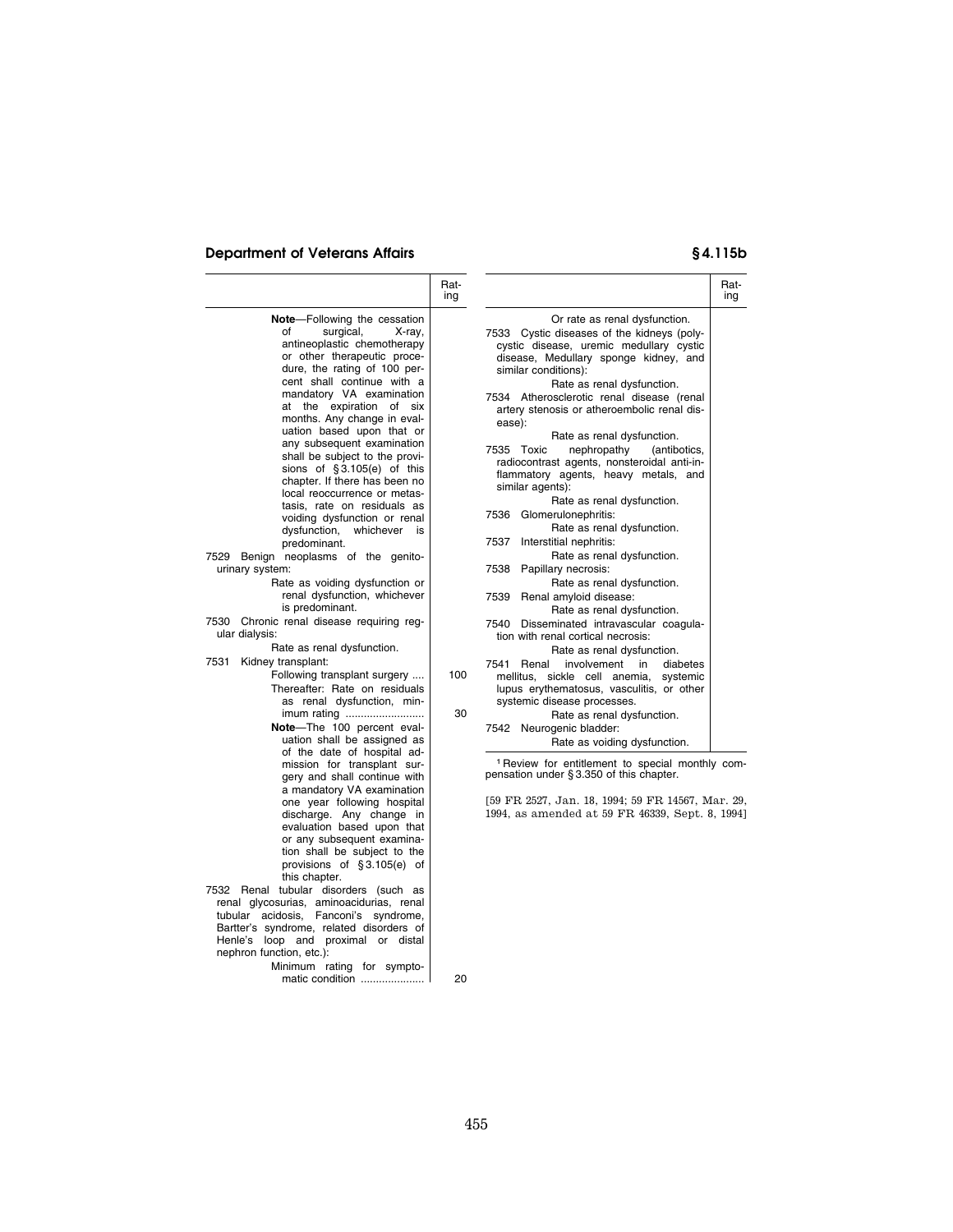| | Rating |
|---|---|
| **Note**—Following the cessation of surgical, X-ray, antineoplastic chemotherapy or other therapeutic procedure, the rating of 100 percent shall continue with a mandatory VA examination at the expiration of six months. Any change in evaluation based upon that or any subsequent examination shall be subject to the provisions of § 3.105(e) of this chapter. If there has been no local reoccurrence or metastasis, rate on residuals as voiding dysfunction or renal dysfunction, whichever is predominant. | |
| 7529 Benign neoplasms of the genitourinary system: | |
| Rate as voiding dysfunction or renal dysfunction, whichever is predominant. | |
| 7530 Chronic renal disease requiring regular dialysis: | |
| Rate as renal dysfunction. | |
| 7531 Kidney transplant: | |
| Following transplant surgery .... | 100 |
| Thereafter: Rate on residuals as renal dysfunction, minimum rating .......................... | 30 |
| **Note**—The 100 percent evaluation shall be assigned as of the date of hospital admission for transplant surgery and shall continue with a mandatory VA examination one year following hospital discharge. Any change in evaluation based upon that or any subsequent examination shall be subject to the provisions of § 3.105(e) of this chapter. | |
| 7532 Renal tubular disorders (such as renal glycosurias, aminoacidurias, renal tubular acidosis, Fanconi's syndrome, Bartter's syndrome, related disorders of Henle's loop and proximal or distal nephron function, etc.): | |
| Minimum rating for symptomatic condition ..................... | 20 |
| Or rate as renal dysfunction. | |
| 7533 Cystic diseases of the kidneys (polycystic disease, uremic medullary cystic disease, Medullary sponge kidney, and similar conditions): | |
| Rate as renal dysfunction. | |
| 7534 Atherosclerotic renal disease (renal artery stenosis or atheroembolic renal disease): | |
| Rate as renal dysfunction. | |
| 7535 Toxic nephropathy (antibotics, radiocontrast agents, nonsteroidal anti-inflammatory agents, heavy metals, and similar agents): | |
| Rate as renal dysfunction. | |
| 7536 Glomerulonephritis: | |
| Rate as renal dysfunction. | |
| 7537 Interstitial nephritis: | |
| Rate as renal dysfunction. | |
| 7538 Papillary necrosis: | |
| Rate as renal dysfunction. | |
| 7539 Renal amyloid disease: | |
| Rate as renal dysfunction. | |
| 7540 Disseminated intravascular coagulation with renal cortical necrosis: | |
| Rate as renal dysfunction. | |
| 7541 Renal involvement in diabetes mellitus, sickle cell anemia, systemic lupus erythematosus, vasculitis, or other systemic disease processes. | |
| Rate as renal dysfunction. | |
| 7542 Neurogenic bladder: | |
| Rate as voiding dysfunction. | |

[1] Review for entitlement to special monthly compensation under § 3.350 of this chapter.

[59 FR 2527, Jan. 18, 1994; 59 FR 14567, Mar. 29, 1994, as amended at 59 FR 46339, Sept. 8, 1994]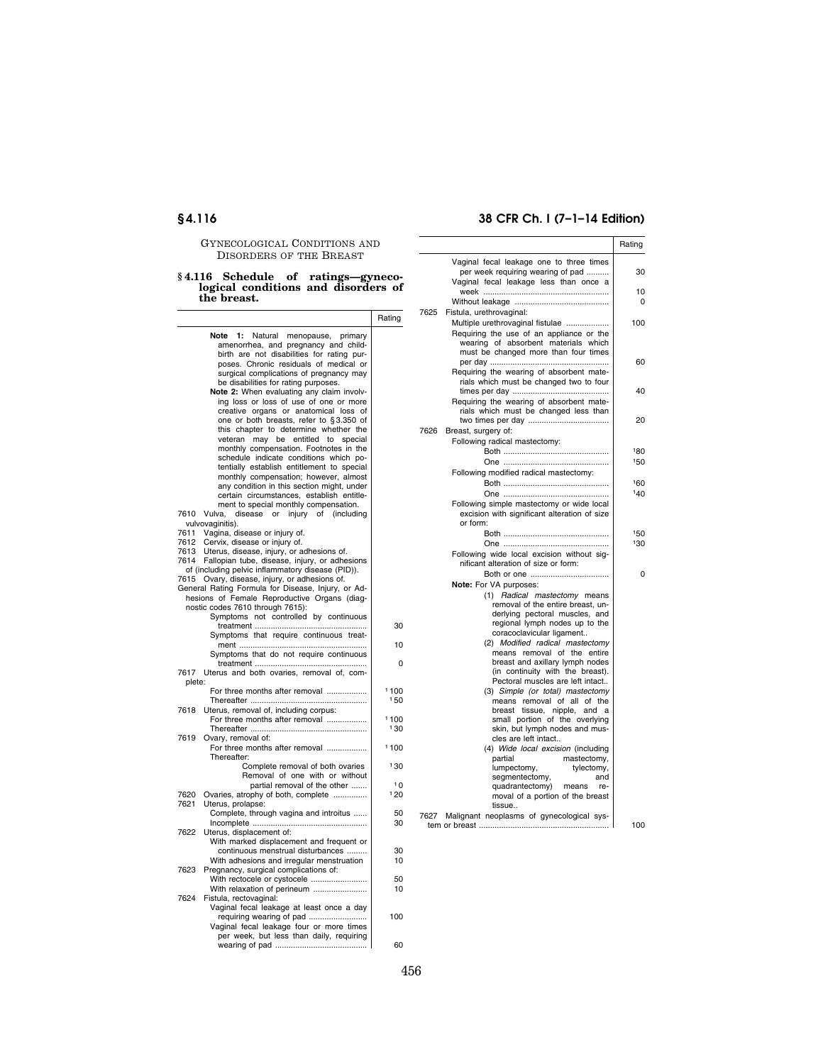GYNECOLOGICAL CONDITIONS AND DISORDERS OF THE BREAST

## § 4.116 Schedule of ratings—gynecological conditions and disorders of the breast.

| | Rating |
|---|---|
| **Note 1:** Natural menopause, primary amenorrhea, and pregnancy and childbirth are not disabilities for rating purposes. Chronic residuals of medical or surgical complications of pregnancy may be disabilities for rating purposes. | |
| **Note 2:** When evaluating any claim involving loss or loss of use of one or more creative organs or anatomical loss of one or both breasts, refer to § 3.350 of this chapter to determine whether the veteran may be entitled to special monthly compensation. Footnotes in the schedule indicate conditions which potentially establish entitlement to special monthly compensation; however, almost any condition in this section might, under certain circumstances, establish entitlement to special monthly compensation. | |
| 7610 Vulva, disease or injury of (including vulvovaginitis). | |
| 7611 Vagina, disease or injury of. | |
| 7612 Cervix, disease or injury of. | |
| 7613 Uterus, disease, injury, or adhesions of. | |
| 7614 Fallopian tube, disease, injury, or adhesions of (including pelvic inflammatory disease (PID)). | |
| 7615 Ovary, disease, injury, or adhesions of. | |
| General Rating Formula for Disease, Injury, or Adhesions of Female Reproductive Organs (diagnostic codes 7610 through 7615): | |
| Symptoms not controlled by continuous treatment | 30 |
| Symptoms that require continuous treatment | 10 |
| Symptoms that do not require continuous treatment | 0 |
| 7617 Uterus and both ovaries, removal of, complete: | |
| For three months after removal | [1] 100 |
| Thereafter | [1] 50 |
| 7618 Uterus, removal of, including corpus: | |
| For three months after removal | [1] 100 |
| Thereafter | [1] 30 |
| 7619 Ovary, removal of: | |
| For three months after removal | [1] 100 |
| Thereafter: | |
| Complete removal of both ovaries | [1] 30 |
| Removal of one with or without partial removal of the other | [1] 0 |
| 7620 Ovaries, atrophy of both, complete | [1] 20 |
| 7621 Uterus, prolapse: | |
| Complete, through vagina and introitus | 50 |
| Incomplete | 30 |
| 7622 Uterus, displacement of: | |
| With marked displacement and frequent or continuous menstrual disturbances | 30 |
| With adhesions and irregular menstruation | 10 |
| 7623 Pregnancy, surgical complications of: | |
| With rectocele or cystocele | 50 |
| With relaxation of perineum | 10 |
| 7624 Fistula, rectovaginal: | |
| Vaginal fecal leakage at least once a day requiring wearing of pad | 100 |
| Vaginal fecal leakage four or more times per week, but less than daily, requiring wearing of pad | 60 |
| Vaginal fecal leakage one to three times per week requiring wearing of pad | 30 |
| Vaginal fecal leakage less than once a week | 10 |
| Without leakage | 0 |
| 7625 Fistula, urethrovaginal: | |
| Multiple urethrovaginal fistulae | 100 |
| Requiring the use of an appliance or the wearing of absorbent materials which must be changed more than four times per day | 60 |
| Requiring the wearing of absorbent materials which must be changed two to four times per day | 40 |
| Requiring the wearing of absorbent materials which must be changed less than two times per day | 20 |
| 7626 Breast, surgery of: | |
| Following radical mastectomy: | |
| Both | [1] 80 |
| One | [1] 50 |
| Following modified radical mastectomy: | |
| Both | [1] 60 |
| One | [1] 40 |
| Following simple mastectomy or wide local excision with significant alteration of size or form: | |
| Both | [1] 50 |
| One | [1] 30 |
| Following wide local excision without significant alteration of size or form: | |
| Both or one | 0 |
| **Note:** For VA purposes: | |
| (1) *Radical mastectomy* means removal of the entire breast, underlying pectoral muscles, and regional lymph nodes up to the coracoclavicular ligament.. | |
| (2) *Modified radical mastectomy* means removal of the entire breast and axillary lymph nodes (in continuity with the breast). Pectoral muscles are left intact.. | |
| (3) *Simple (or total) mastectomy* means removal of all of the breast tissue, nipple, and a small portion of the overlying skin, but lymph nodes and muscles are left intact.. | |
| (4) *Wide local excision* (including partial mastectomy, lumpectomy, tylectomy, segmentectomy, and quadrantectomy) means removal of a portion of the breast tissue.. | |
| 7627 Malignant neoplasms of gynecological system or breast | 100 |